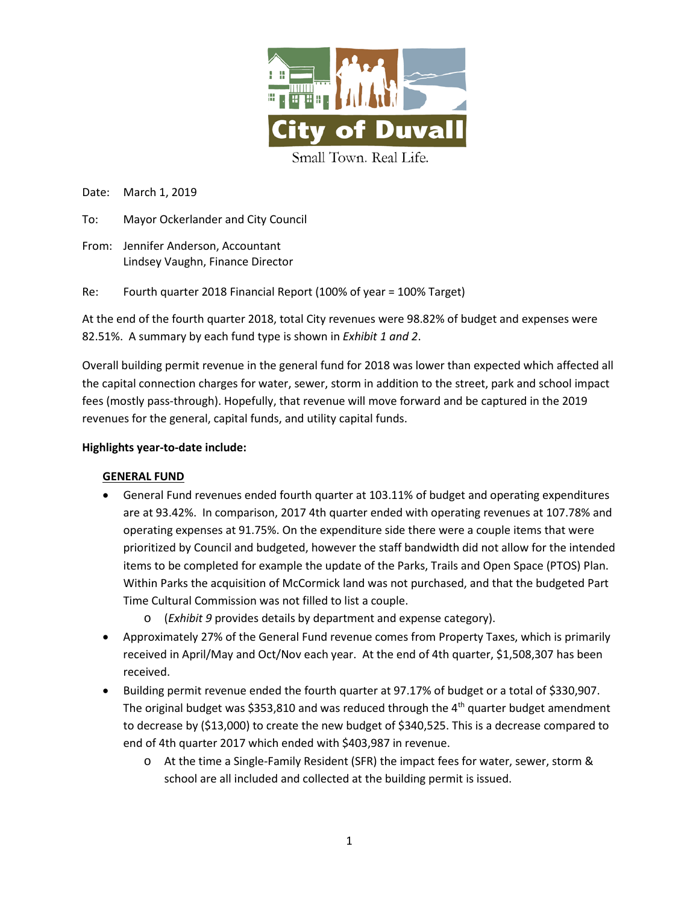City of Duvall

Small Town. Real Life.

Date: March 1, 2019

To: Mayor Ockerlander and City Council

From: Jennifer Anderson, Accountant
Lindsey Vaughn, Finance Director

Re: Fourth quarter 2018 Financial Report (100% of year = 100% Target)

At the end of the fourth quarter 2018, total City revenues were 98.82% of budget and expenses were 82.51%. A summary by each fund type is shown in *Exhibit 1 and 2*.

Overall building permit revenue in the general fund for 2018 was lower than expected which affected all the capital connection charges for water, sewer, storm in addition to the street, park and school impact fees (mostly pass-through). Hopefully, that revenue will move forward and be captured in the 2019 revenues for the general, capital funds, and utility capital funds.

**Highlights year-to-date include:**

**GENERAL FUND**

- General Fund revenues ended fourth quarter at 103.11% of budget and operating expenditures are at 93.42%. In comparison, 2017 4th quarter ended with operating revenues at 107.78% and operating expenses at 91.75%. On the expenditure side there were a couple items that were prioritized by Council and budgeted, however the staff bandwidth did not allow for the intended items to be completed for example the update of the Parks, Trails and Open Space (PTOS) Plan. Within Parks the acquisition of McCormick land was not purchased, and that the budgeted Part Time Cultural Commission was not filled to list a couple.
  - (*Exhibit 9* provides details by department and expense category).
- Approximately 27% of the General Fund revenue comes from Property Taxes, which is primarily received in April/May and Oct/Nov each year. At the end of 4th quarter, $1,508,307 has been received.
- Building permit revenue ended the fourth quarter at 97.17% of budget or a total of $330,907. The original budget was $353,810 and was reduced through the 4th quarter budget amendment to decrease by ($13,000) to create the new budget of $340,525. This is a decrease compared to end of 4th quarter 2017 which ended with $403,987 in revenue.
  - At the time a Single-Family Resident (SFR) the impact fees for water, sewer, storm & school are all included and collected at the building permit is issued.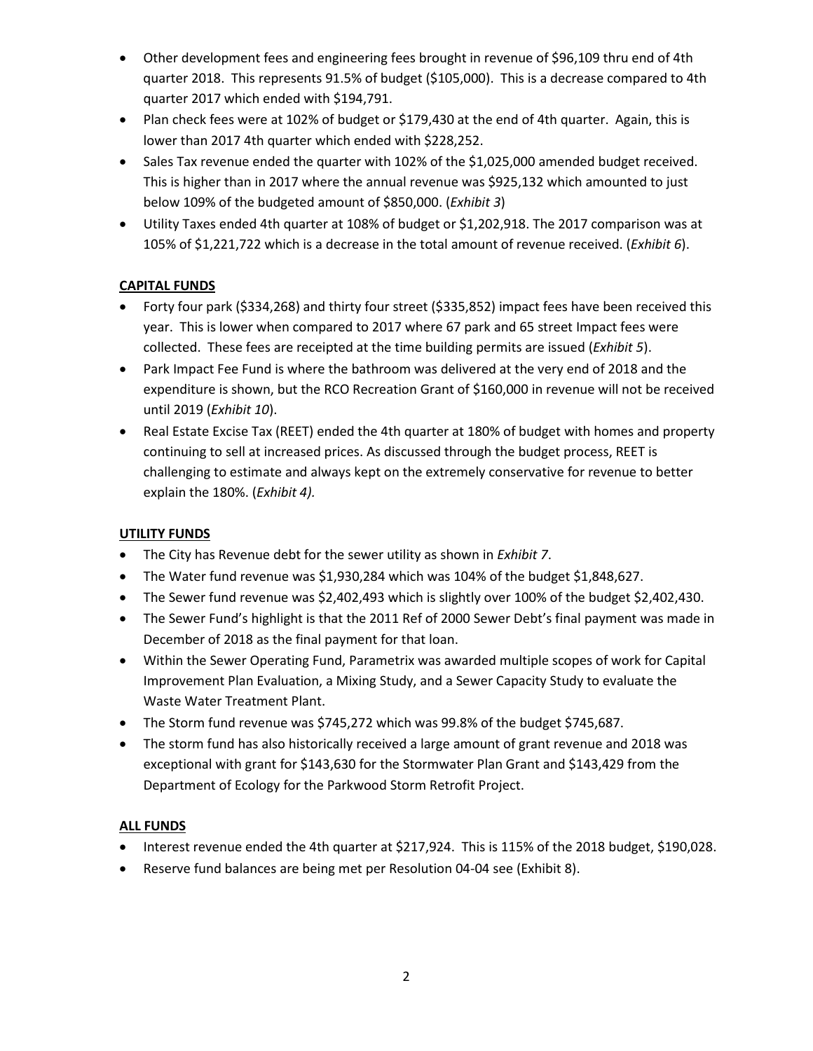- Other development fees and engineering fees brought in revenue of $96,109 thru end of 4th quarter 2018. This represents 91.5% of budget ($105,000). This is a decrease compared to 4th quarter 2017 which ended with $194,791.
- Plan check fees were at 102% of budget or $179,430 at the end of 4th quarter. Again, this is lower than 2017 4th quarter which ended with $228,252.
- Sales Tax revenue ended the quarter with 102% of the $1,025,000 amended budget received. This is higher than in 2017 where the annual revenue was $925,132 which amounted to just below 109% of the budgeted amount of $850,000. (*Exhibit 3*)
- Utility Taxes ended 4th quarter at 108% of budget or $1,202,918. The 2017 comparison was at 105% of $1,221,722 which is a decrease in the total amount of revenue received. (*Exhibit 6*).

**CAPITAL FUNDS**

- Forty four park ($334,268) and thirty four street ($335,852) impact fees have been received this year. This is lower when compared to 2017 where 67 park and 65 street Impact fees were collected. These fees are receipted at the time building permits are issued (*Exhibit 5*).
- Park Impact Fee Fund is where the bathroom was delivered at the very end of 2018 and the expenditure is shown, but the RCO Recreation Grant of $160,000 in revenue will not be received until 2019 (*Exhibit 10*).
- Real Estate Excise Tax (REET) ended the 4th quarter at 180% of budget with homes and property continuing to sell at increased prices. As discussed through the budget process, REET is challenging to estimate and always kept on the extremely conservative for revenue to better explain the 180%. (*Exhibit 4).*

**UTILITY FUNDS**

- The City has Revenue debt for the sewer utility as shown in *Exhibit 7*.
- The Water fund revenue was $1,930,284 which was 104% of the budget $1,848,627.
- The Sewer fund revenue was $2,402,493 which is slightly over 100% of the budget $2,402,430.
- The Sewer Fund's highlight is that the 2011 Ref of 2000 Sewer Debt's final payment was made in December of 2018 as the final payment for that loan.
- Within the Sewer Operating Fund, Parametrix was awarded multiple scopes of work for Capital Improvement Plan Evaluation, a Mixing Study, and a Sewer Capacity Study to evaluate the Waste Water Treatment Plant.
- The Storm fund revenue was $745,272 which was 99.8% of the budget $745,687.
- The storm fund has also historically received a large amount of grant revenue and 2018 was exceptional with grant for $143,630 for the Stormwater Plan Grant and $143,429 from the Department of Ecology for the Parkwood Storm Retrofit Project.

**ALL FUNDS**

- Interest revenue ended the 4th quarter at $217,924. This is 115% of the 2018 budget, $190,028.
- Reserve fund balances are being met per Resolution 04-04 see (Exhibit 8).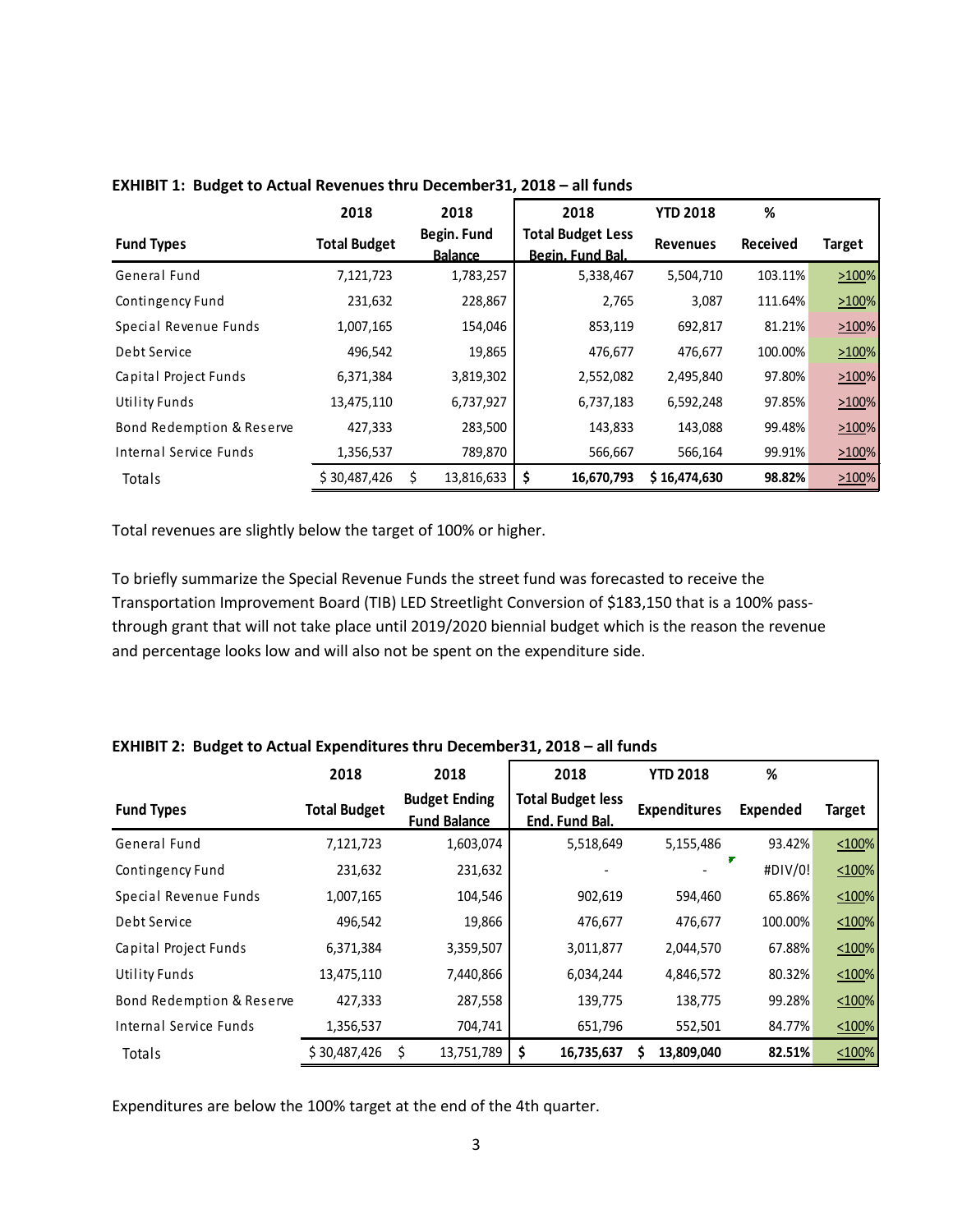**EXHIBIT 1: Budget to Actual Revenues thru December31, 2018 – all funds**

| Fund Types | 2018 Total Budget | 2018 Begin. Fund Balance | 2018 Total Budget Less Begin. Fund Bal. | YTD 2018 Revenues | % Received | Target |
|---|---|---|---|---|---|---|
| General Fund | 7,121,723 | 1,783,257 | 5,338,467 | 5,504,710 | 103.11% | >100% |
| Contingency Fund | 231,632 | 228,867 | 2,765 | 3,087 | 111.64% | >100% |
| Special Revenue Funds | 1,007,165 | 154,046 | 853,119 | 692,817 | 81.21% | >100% |
| Debt Service | 496,542 | 19,865 | 476,677 | 476,677 | 100.00% | >100% |
| Capital Project Funds | 6,371,384 | 3,819,302 | 2,552,082 | 2,495,840 | 97.80% | >100% |
| Utility Funds | 13,475,110 | 6,737,927 | 6,737,183 | 6,592,248 | 97.85% | >100% |
| Bond Redemption & Reserve | 427,333 | 283,500 | 143,833 | 143,088 | 99.48% | >100% |
| Internal Service Funds | 1,356,537 | 789,870 | 566,667 | 566,164 | 99.91% | >100% |
| Totals | $ 30,487,426 | $ 13,816,633 | **$ 16,670,793** | **$ 16,474,630** | **98.82%** | >100% |

Total revenues are slightly below the target of 100% or higher.

To briefly summarize the Special Revenue Funds the street fund was forecasted to receive the Transportation Improvement Board (TIB) LED Streetlight Conversion of $183,150 that is a 100% pass-through grant that will not take place until 2019/2020 biennial budget which is the reason the revenue and percentage looks low and will also not be spent on the expenditure side.

**EXHIBIT 2: Budget to Actual Expenditures thru December31, 2018 – all funds**

| Fund Types | 2018 Total Budget | 2018 Budget Ending Fund Balance | 2018 Total Budget less End. Fund Bal. | YTD 2018 Expenditures | % Expended | Target |
|---|---|---|---|---|---|---|
| General Fund | 7,121,723 | 1,603,074 | 5,518,649 | 5,155,486 | 93.42% | <100% |
| Contingency Fund | 231,632 | 231,632 | - | - | #DIV/0! | <100% |
| Special Revenue Funds | 1,007,165 | 104,546 | 902,619 | 594,460 | 65.86% | <100% |
| Debt Service | 496,542 | 19,866 | 476,677 | 476,677 | 100.00% | <100% |
| Capital Project Funds | 6,371,384 | 3,359,507 | 3,011,877 | 2,044,570 | 67.88% | <100% |
| Utility Funds | 13,475,110 | 7,440,866 | 6,034,244 | 4,846,572 | 80.32% | <100% |
| Bond Redemption & Reserve | 427,333 | 287,558 | 139,775 | 138,775 | 99.28% | <100% |
| Internal Service Funds | 1,356,537 | 704,741 | 651,796 | 552,501 | 84.77% | <100% |
| Totals | $ 30,487,426 | $ 13,751,789 | **$ 16,735,637** | **$ 13,809,040** | **82.51%** | <100% |

Expenditures are below the 100% target at the end of the 4th quarter.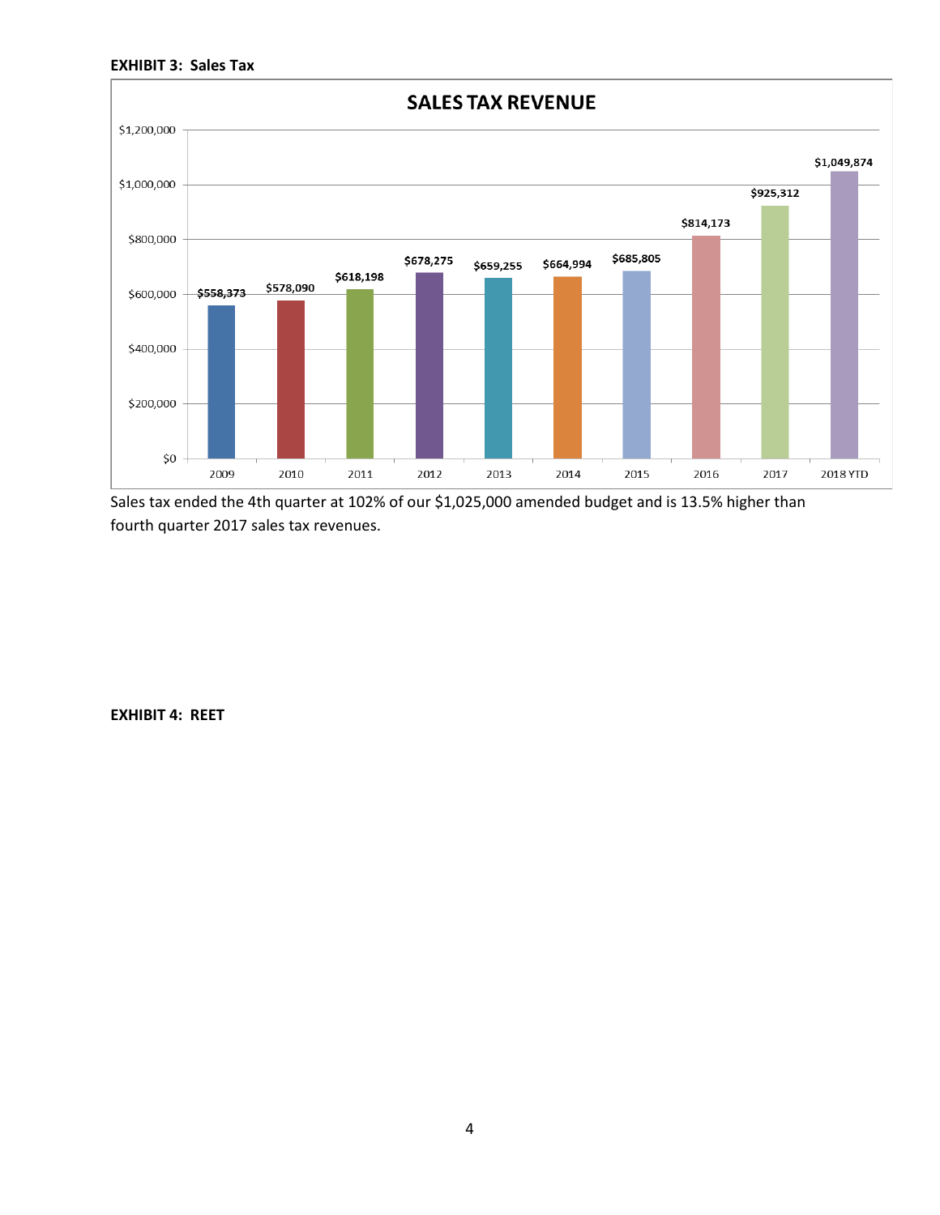**EXHIBIT 3: Sales Tax**

**SALES TAX REVENUE**

| Year | Sales Tax Revenue |
| --- | --- |
| 2009 | $558,373 |
| 2010 | $578,090 |
| 2011 | $618,198 |
| 2012 | $678,275 |
| 2013 | $659,255 |
| 2014 | $664,994 |
| 2015 | $685,805 |
| 2016 | $814,173 |
| 2017 | $925,312 |
| 2018 YTD | $1,049,874 |

Sales tax ended the 4th quarter at 102% of our $1,025,000 amended budget and is 13.5% higher than fourth quarter 2017 sales tax revenues.

**EXHIBIT 4: REET**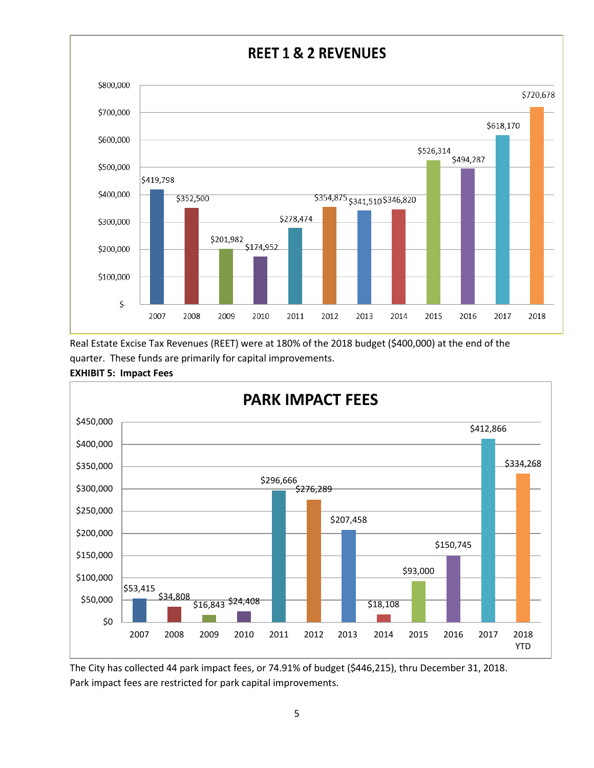## REET 1 & 2 REVENUES

| Year | Revenue |
|---|---|
| 2007 | $419,798 |
| 2008 | $352,500 |
| 2009 | $201,982 |
| 2010 | $174,952 |
| 2011 | $278,474 |
| 2012 | $354,875 |
| 2013 | $341,510 |
| 2014 | $346,820 |
| 2015 | $526,314 |
| 2016 | $494,287 |
| 2017 | $618,170 |
| 2018 | $720,678 |

Real Estate Excise Tax Revenues (REET) were at 180% of the 2018 budget ($400,000) at the end of the quarter. These funds are primarily for capital improvements.

**EXHIBIT 5: Impact Fees**

## PARK IMPACT FEES

| Year | Fees |
|---|---|
| 2007 | $53,415 |
| 2008 | $34,808 |
| 2009 | $16,843 |
| 2010 | $24,408 |
| 2011 | $296,666 |
| 2012 | $276,289 |
| 2013 | $207,458 |
| 2014 | $18,108 |
| 2015 | $93,000 |
| 2016 | $150,745 |
| 2017 | $412,866 |
| 2018 YTD | $334,268 |

The City has collected 44 park impact fees, or 74.91% of budget ($446,215), thru December 31, 2018. Park impact fees are restricted for park capital improvements.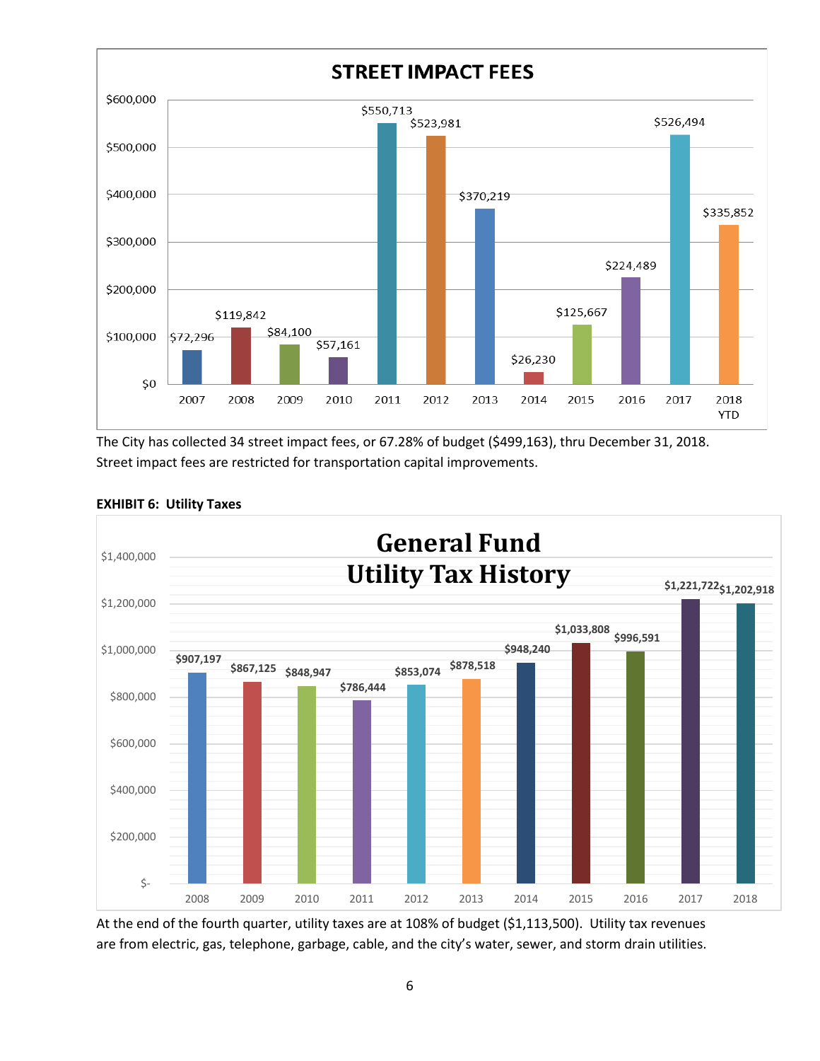**STREET IMPACT FEES**

| Year | Amount |
|---|---|
| 2007 | $72,296 |
| 2008 | $119,842 |
| 2009 | $84,100 |
| 2010 | $57,161 |
| 2011 | $550,713 |
| 2012 | $523,981 |
| 2013 | $370,219 |
| 2014 | $26,230 |
| 2015 | $125,667 |
| 2016 | $224,489 |
| 2017 | $526,494 |
| 2018 YTD | $335,852 |

The City has collected 34 street impact fees, or 67.28% of budget ($499,163), thru December 31, 2018. Street impact fees are restricted for transportation capital improvements.

**EXHIBIT 6: Utility Taxes**

**General Fund Utility Tax History**

| Year | Amount |
|---|---|
| 2008 | $907,197 |
| 2009 | $867,125 |
| 2010 | $848,947 |
| 2011 | $786,444 |
| 2012 | $853,074 |
| 2013 | $878,518 |
| 2014 | $948,240 |
| 2015 | $1,033,808 |
| 2016 | $996,591 |
| 2017 | $1,221,722 |
| 2018 | $1,202,918 |

At the end of the fourth quarter, utility taxes are at 108% of budget ($1,113,500). Utility tax revenues are from electric, gas, telephone, garbage, cable, and the city's water, sewer, and storm drain utilities.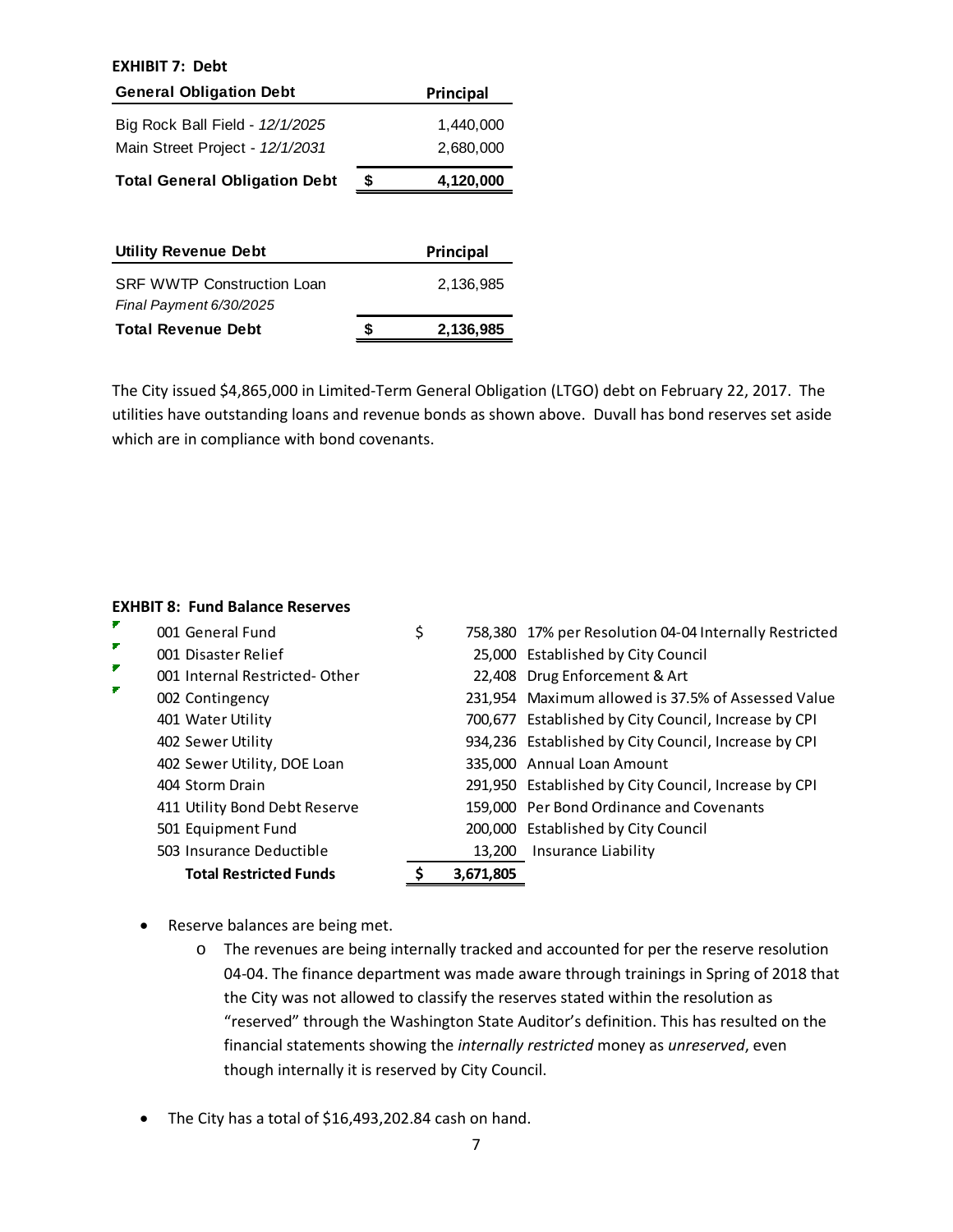**EXHIBIT 7: Debt**

| General Obligation Debt | | Principal |
|---|---|---|
| Big Rock Ball Field - *12/1/2025* | | 1,440,000 |
| Main Street Project - *12/1/2031* | | 2,680,000 |
| **Total General Obligation Debt** | **$** | **4,120,000** |

| Utility Revenue Debt | | Principal |
|---|---|---|
| SRF WWTP Construction Loan<br>*Final Payment 6/30/2025* | | 2,136,985 |
| **Total Revenue Debt** | **$** | **2,136,985** |

The City issued $4,865,000 in Limited-Term General Obligation (LTGO) debt on February 22, 2017. The utilities have outstanding loans and revenue bonds as shown above. Duvall has bond reserves set aside which are in compliance with bond covenants.

**EXHIBIT 8: Fund Balance Reserves**

| Fund | | Amount | Description |
|---|---|---|---|
| 001 General Fund | $ | 758,380 | 17% per Resolution 04-04 Internally Restricted |
| 001 Disaster Relief | | 25,000 | Established by City Council |
| 001 Internal Restricted- Other | | 22,408 | Drug Enforcement & Art |
| 002 Contingency | | 231,954 | Maximum allowed is 37.5% of Assessed Value |
| 401 Water Utility | | 700,677 | Established by City Council, Increase by CPI |
| 402 Sewer Utility | | 934,236 | Established by City Council, Increase by CPI |
| 402 Sewer Utility, DOE Loan | | 335,000 | Annual Loan Amount |
| 404 Storm Drain | | 291,950 | Established by City Council, Increase by CPI |
| 411 Utility Bond Debt Reserve | | 159,000 | Per Bond Ordinance and Covenants |
| 501 Equipment Fund | | 200,000 | Established by City Council |
| 503 Insurance Deductible | | 13,200 | Insurance Liability |
| **Total Restricted Funds** | **$** | **3,671,805** | |

- Reserve balances are being met.
    - The revenues are being internally tracked and accounted for per the reserve resolution 04-04. The finance department was made aware through trainings in Spring of 2018 that the City was not allowed to classify the reserves stated within the resolution as "reserved" through the Washington State Auditor's definition. This has resulted on the financial statements showing the *internally restricted* money as *unreserved*, even though internally it is reserved by City Council.
- The City has a total of $16,493,202.84 cash on hand.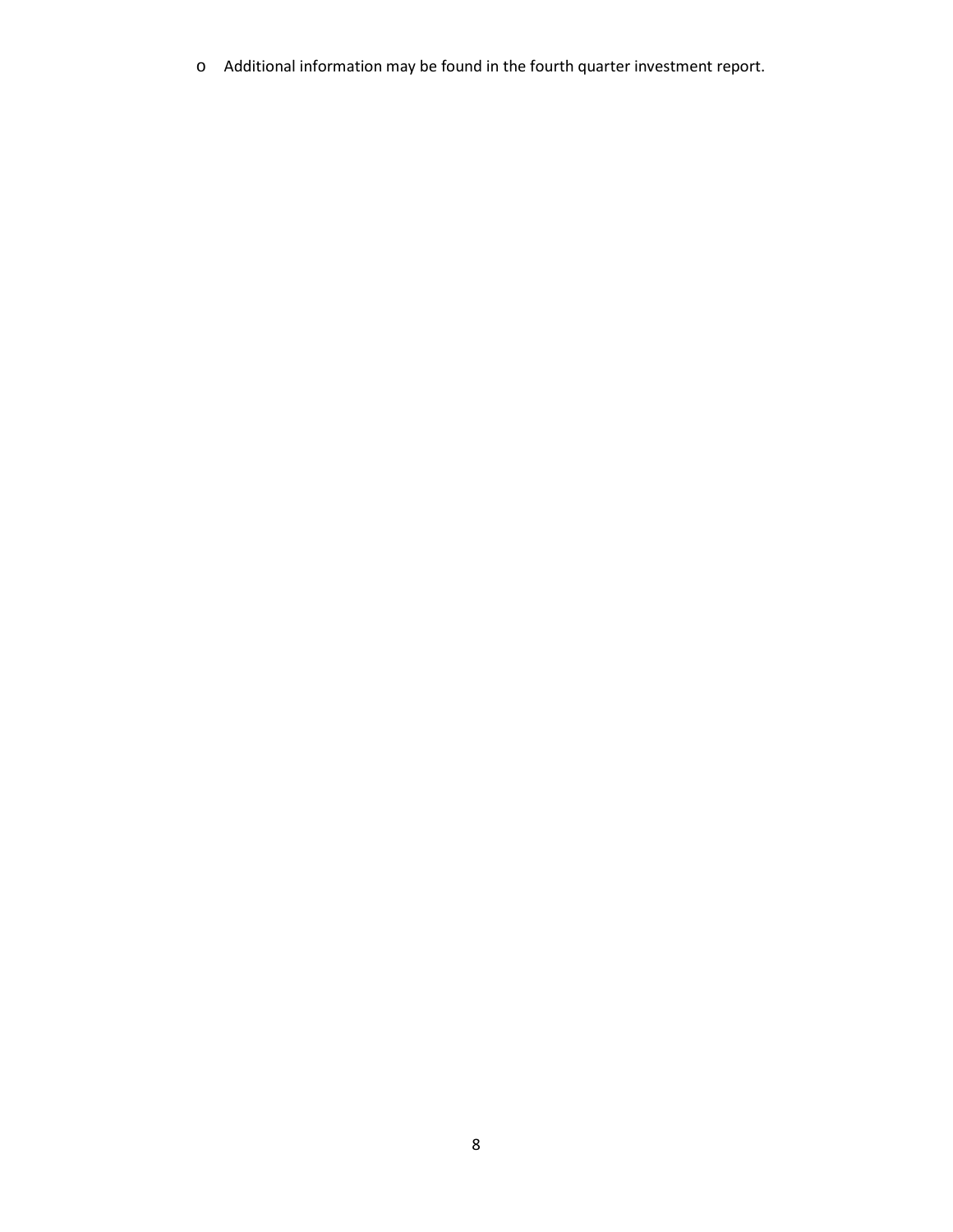- Additional information may be found in the fourth quarter investment report.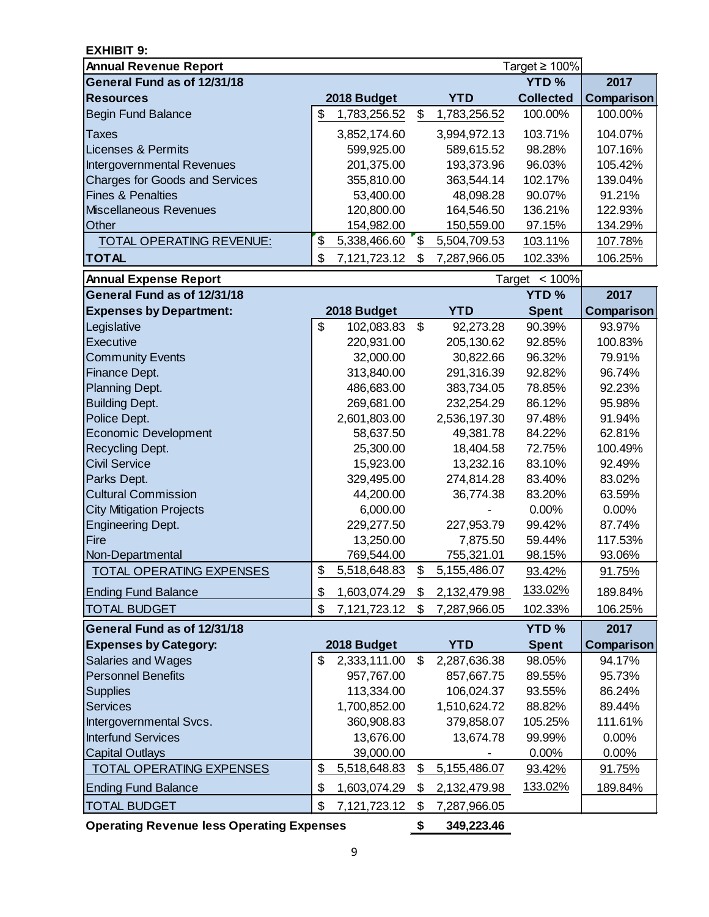**EXHIBIT 9:**

| Annual Revenue Report | | | Target ≥ 100% | |
|---|---|---|---|---|
| **General Fund as of 12/31/18** | | | **YTD %** | **2017** |
| **Resources** | **2018 Budget** | **YTD** | **Collected** | **Comparison** |
| Begin Fund Balance | $ 1,783,256.52 | $ 1,783,256.52 | 100.00% | 100.00% |
| Taxes | 3,852,174.60 | 3,994,972.13 | 103.71% | 104.07% |
| Licenses & Permits | 599,925.00 | 589,615.52 | 98.28% | 107.16% |
| Intergovernmental Revenues | 201,375.00 | 193,373.96 | 96.03% | 105.42% |
| Charges for Goods and Services | 355,810.00 | 363,544.14 | 102.17% | 139.04% |
| Fines & Penalties | 53,400.00 | 48,098.28 | 90.07% | 91.21% |
| Miscellaneous Revenues | 120,800.00 | 164,546.50 | 136.21% | 122.93% |
| Other | 154,982.00 | 150,559.00 | 97.15% | 134.29% |
| TOTAL OPERATING REVENUE: | $ 5,338,466.60 | $ 5,504,709.53 | 103.11% | 107.78% |
| **TOTAL** | $ 7,121,723.12 | $ 7,287,966.05 | 102.33% | 106.25% |

| Annual Expense Report | | | Target < 100% | |
|---|---|---|---|---|
| **General Fund as of 12/31/18** | | | **YTD %** | **2017** |
| **Expenses by Department:** | **2018 Budget** | **YTD** | **Spent** | **Comparison** |
| Legislative | $ 102,083.83 | $ 92,273.28 | 90.39% | 93.97% |
| Executive | 220,931.00 | 205,130.62 | 92.85% | 100.83% |
| Community Events | 32,000.00 | 30,822.66 | 96.32% | 79.91% |
| Finance Dept. | 313,840.00 | 291,316.39 | 92.82% | 96.74% |
| Planning Dept. | 486,683.00 | 383,734.05 | 78.85% | 92.23% |
| Building Dept. | 269,681.00 | 232,254.29 | 86.12% | 95.98% |
| Police Dept. | 2,601,803.00 | 2,536,197.30 | 97.48% | 91.94% |
| Economic Development | 58,637.50 | 49,381.78 | 84.22% | 62.81% |
| Recycling Dept. | 25,300.00 | 18,404.58 | 72.75% | 100.49% |
| Civil Service | 15,923.00 | 13,232.16 | 83.10% | 92.49% |
| Parks Dept. | 329,495.00 | 274,814.28 | 83.40% | 83.02% |
| Cultural Commission | 44,200.00 | 36,774.38 | 83.20% | 63.59% |
| City Mitigation Projects | 6,000.00 | - | 0.00% | 0.00% |
| Engineering Dept. | 229,277.50 | 227,953.79 | 99.42% | 87.74% |
| Fire | 13,250.00 | 7,875.50 | 59.44% | 117.53% |
| Non-Departmental | 769,544.00 | 755,321.01 | 98.15% | 93.06% |
| TOTAL OPERATING EXPENSES | $ 5,518,648.83 | $ 5,155,486.07 | 93.42% | 91.75% |
| Ending Fund Balance | $ 1,603,074.29 | $ 2,132,479.98 | 133.02% | 189.84% |
| TOTAL BUDGET | $ 7,121,723.12 | $ 7,287,966.05 | 102.33% | 106.25% |

| General Fund as of 12/31/18 | | | YTD % | 2017 |
|---|---|---|---|---|
| **Expenses by Category:** | **2018 Budget** | **YTD** | **Spent** | **Comparison** |
| Salaries and Wages | $ 2,333,111.00 | $ 2,287,636.38 | 98.05% | 94.17% |
| Personnel Benefits | 957,767.00 | 857,667.75 | 89.55% | 95.73% |
| Supplies | 113,334.00 | 106,024.37 | 93.55% | 86.24% |
| Services | 1,700,852.00 | 1,510,624.72 | 88.82% | 89.44% |
| Intergovernmental Svcs. | 360,908.83 | 379,858.07 | 105.25% | 111.61% |
| Interfund Services | 13,676.00 | 13,674.78 | 99.99% | 0.00% |
| Capital Outlays | 39,000.00 | - | 0.00% | 0.00% |
| TOTAL OPERATING EXPENSES | $ 5,518,648.83 | $ 5,155,486.07 | 93.42% | 91.75% |
| Ending Fund Balance | $ 1,603,074.29 | $ 2,132,479.98 | 133.02% | 189.84% |
| TOTAL BUDGET | $ 7,121,723.12 | $ 7,287,966.05 | | |

**Operating Revenue less Operating Expenses** **$ 349,223.46**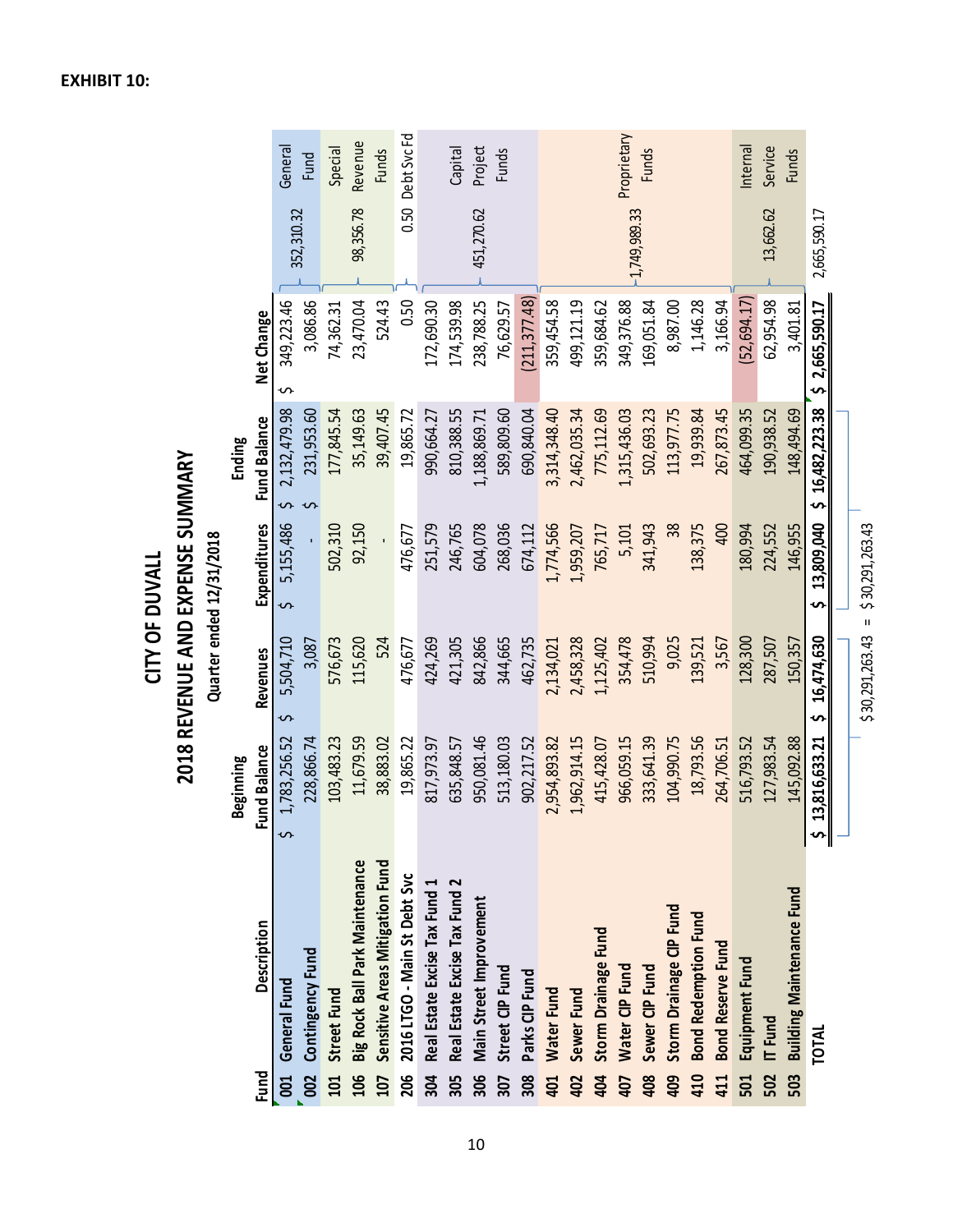**EXHIBIT 10:**

# CITY OF DUVALL

## 2018 REVENUE AND EXPENSE SUMMARY

Quarter ended 12/31/2018

| Fund | Description | Beginning Fund Balance | Revenues | Expenditures | Ending Fund Balance | Net Change | | |
|---|---|---|---|---|---|---|---|---|
| 001 | General Fund | $ 1,783,256.52 | $ 5,504,710 | $ 5,155,486 | $ 2,132,479.98 | $ 349,223.46 | 352,310.32 | General Fund |
| 002 | Contingency Fund | 228,866.74 | 3,087 | - | $ 231,953.60 | 3,086.86 | | |
| 101 | Street Fund | 103,483.23 | 576,673 | 502,310 | 177,845.54 | 74,362.31 | 98,356.78 | Special Revenue Funds |
| 106 | Big Rock Ball Park Maintenance | 11,679.59 | 115,620 | 92,150 | 35,149.63 | 23,470.04 | | |
| 107 | Sensitive Areas Mitigation Fund | 38,883.02 | 524 | - | 39,407.45 | 524.43 | | |
| 206 | 2016 LTGO - Main St Debt Svc | 19,865.22 | 476,677 | 476,677 | 19,865.72 | 0.50 | 0.50 | Debt Svc Fd |
| 304 | Real Estate Excise Tax Fund 1 | 817,973.97 | 424,269 | 251,579 | 990,664.27 | 172,690.30 | 451,270.62 | Capital Project Funds |
| 305 | Real Estate Excise Tax Fund 2 | 635,848.57 | 421,305 | 246,765 | 810,388.55 | 174,539.98 | | |
| 306 | Main Street Improvement | 950,081.46 | 842,866 | 604,078 | 1,188,869.71 | 238,788.25 | | |
| 307 | Street CIP Fund | 513,180.03 | 344,665 | 268,036 | 589,809.60 | 76,629.57 | | |
| 308 | Parks CIP Fund | 902,217.52 | 462,735 | 674,112 | 690,840.04 | (211,377.48) | | |
| 401 | Water Fund | 2,954,893.82 | 2,134,021 | 1,774,566 | 3,314,348.40 | 359,454.58 | 1,749,989.33 | Proprietary Funds |
| 402 | Sewer Fund | 1,962,914.15 | 2,458,328 | 1,959,207 | 2,462,035.34 | 499,121.19 | | |
| 404 | Storm Drainage Fund | 415,428.07 | 1,125,402 | 765,717 | 775,112.69 | 359,684.62 | | |
| 407 | Water CIP Fund | 966,059.15 | 354,478 | 5,101 | 1,315,436.03 | 349,376.88 | | |
| 408 | Sewer CIP Fund | 333,641.39 | 510,994 | 341,943 | 502,693.23 | 169,051.84 | | |
| 409 | Storm Drainage CIP Fund | 104,990.75 | 9,025 | 38 | 113,977.75 | 8,987.00 | | |
| 410 | Bond Redemption Fund | 18,793.56 | 139,521 | 138,375 | 19,939.84 | 1,146.28 | | |
| 411 | Bond Reserve Fund | 264,706.51 | 3,567 | 400 | 267,873.45 | 3,166.94 | | |
| 501 | Equipment Fund | 516,793.52 | 128,300 | 180,994 | 464,099.35 | (52,694.17) | 13,662.62 | Internal Service Funds |
| 502 | IT Fund | 127,983.54 | 287,507 | 224,552 | 190,938.52 | 62,954.98 | | |
| 503 | Building Maintenance Fund | 145,092.88 | 150,357 | 146,955 | 148,494.69 | 3,401.81 | | |
| | TOTAL | $ 13,816,633.21 | $ 16,474,630 | $ 13,809,040 | $ 16,482,223.38 | $ 2,665,590.17 | 2,665,590.17 | |

$ 30,291,263.43 = $ 30,291,263.43